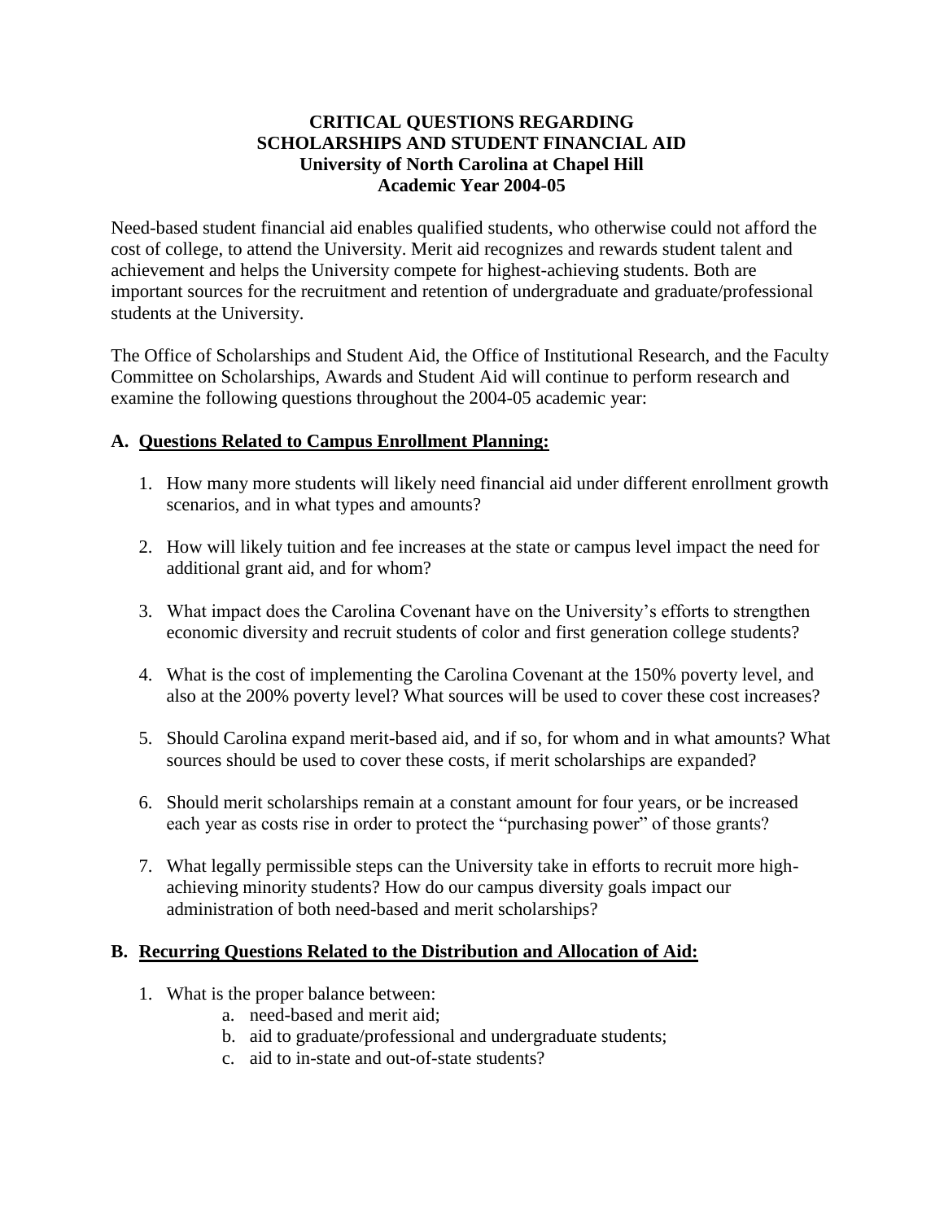# CRITICAL QUESTIONS REGARDING SCHOLARSHIPS AND STUDENT FINANCIAL AID
## University of North Carolina at Chapel Hill
## Academic Year 2004-05

Need-based student financial aid enables qualified students, who otherwise could not afford the cost of college, to attend the University. Merit aid recognizes and rewards student talent and achievement and helps the University compete for highest-achieving students. Both are important sources for the recruitment and retention of undergraduate and graduate/professional students at the University.

The Office of Scholarships and Student Aid, the Office of Institutional Research, and the Faculty Committee on Scholarships, Awards and Student Aid will continue to perform research and examine the following questions throughout the 2004-05 academic year:

### A. Questions Related to Campus Enrollment Planning:

1. How many more students will likely need financial aid under different enrollment growth scenarios, and in what types and amounts?

2. How will likely tuition and fee increases at the state or campus level impact the need for additional grant aid, and for whom?

3. What impact does the Carolina Covenant have on the University's efforts to strengthen economic diversity and recruit students of color and first generation college students?

4. What is the cost of implementing the Carolina Covenant at the 150% poverty level, and also at the 200% poverty level? What sources will be used to cover these cost increases?

5. Should Carolina expand merit-based aid, and if so, for whom and in what amounts? What sources should be used to cover these costs, if merit scholarships are expanded?

6. Should merit scholarships remain at a constant amount for four years, or be increased each year as costs rise in order to protect the "purchasing power" of those grants?

7. What legally permissible steps can the University take in efforts to recruit more high-achieving minority students? How do our campus diversity goals impact our administration of both need-based and merit scholarships?

### B. Recurring Questions Related to the Distribution and Allocation of Aid:

1. What is the proper balance between:
   a. need-based and merit aid;
   b. aid to graduate/professional and undergraduate students;
   c. aid to in-state and out-of-state students?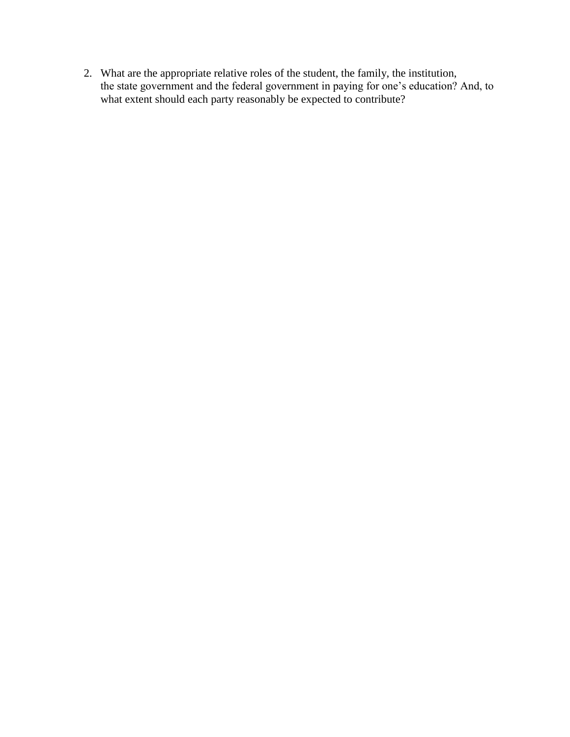2. What are the appropriate relative roles of the student, the family, the institution, the state government and the federal government in paying for one’s education? And, to what extent should each party reasonably be expected to contribute?